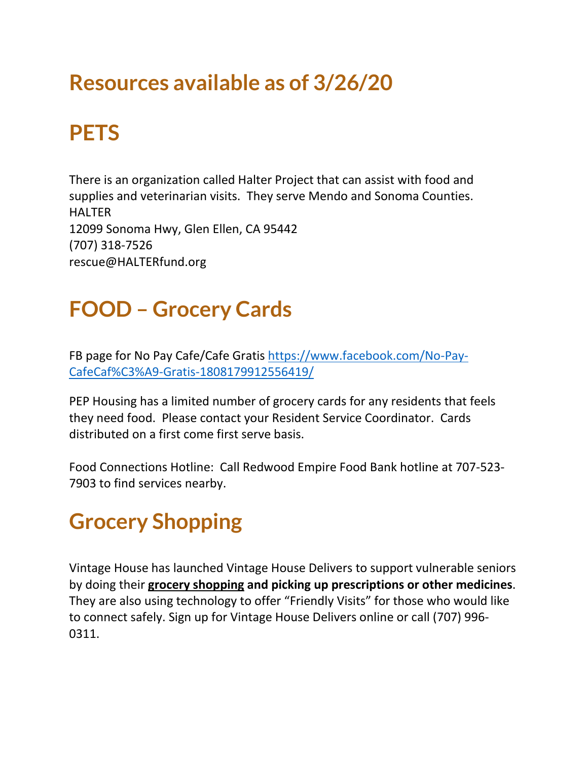# Resources available as of 3/26/20

# PETS

There is an organization called Halter Project that can assist with food and supplies and veterinarian visits. They serve Mendo and Sonoma Counties.
HALTER
12099 Sonoma Hwy, Glen Ellen, CA 95442
(707) 318-7526
rescue@HALTERfund.org

# FOOD – Grocery Cards

FB page for No Pay Cafe/Cafe Gratis [https://www.facebook.com/No-Pay-CafeCaf%C3%A9-Gratis-1808179912556419/](https://www.facebook.com/No-Pay-CafeCaf%C3%A9-Gratis-1808179912556419/)

PEP Housing has a limited number of grocery cards for any residents that feels they need food. Please contact your Resident Service Coordinator. Cards distributed on a first come first serve basis.

Food Connections Hotline: Call Redwood Empire Food Bank hotline at 707-523-7903 to find services nearby.

# Grocery Shopping

Vintage House has launched Vintage House Delivers to support vulnerable seniors by doing their **grocery shopping and picking up prescriptions or other medicines**. They are also using technology to offer "Friendly Visits" for those who would like to connect safely. Sign up for Vintage House Delivers online or call (707) 996-0311.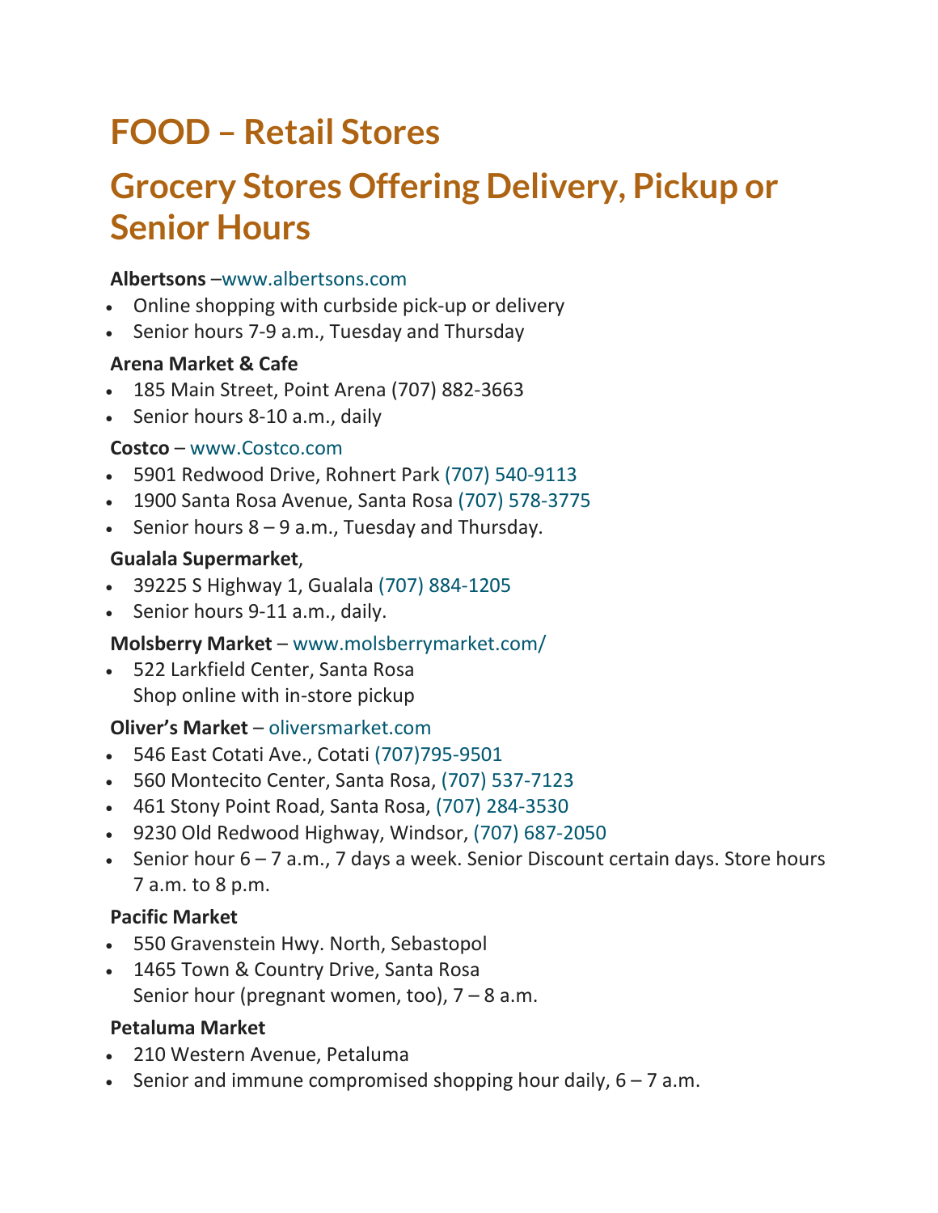# FOOD – Retail Stores

# Grocery Stores Offering Delivery, Pickup or Senior Hours

**Albertsons** –www.albertsons.com

- Online shopping with curbside pick-up or delivery
- Senior hours 7-9 a.m., Tuesday and Thursday

**Arena Market & Cafe**

- 185 Main Street, Point Arena (707) 882-3663
- Senior hours 8-10 a.m., daily

**Costco** – www.Costco.com

- 5901 Redwood Drive, Rohnert Park (707) 540-9113
- 1900 Santa Rosa Avenue, Santa Rosa (707) 578-3775
- Senior hours 8 – 9 a.m., Tuesday and Thursday.

**Gualala Supermarket**,

- 39225 S Highway 1, Gualala (707) 884-1205
- Senior hours 9-11 a.m., daily.

**Molsberry Market** – www.molsberrymarket.com/

- 522 Larkfield Center, Santa Rosa
  Shop online with in-store pickup

**Oliver's Market** – oliversmarket.com

- 546 East Cotati Ave., Cotati (707)795-9501
- 560 Montecito Center, Santa Rosa, (707) 537-7123
- 461 Stony Point Road, Santa Rosa, (707) 284-3530
- 9230 Old Redwood Highway, Windsor, (707) 687-2050
- Senior hour 6 – 7 a.m., 7 days a week. Senior Discount certain days. Store hours 7 a.m. to 8 p.m.

**Pacific Market**

- 550 Gravenstein Hwy. North, Sebastopol
- 1465 Town & Country Drive, Santa Rosa
  Senior hour (pregnant women, too), 7 – 8 a.m.

**Petaluma Market**

- 210 Western Avenue, Petaluma
- Senior and immune compromised shopping hour daily, 6 – 7 a.m.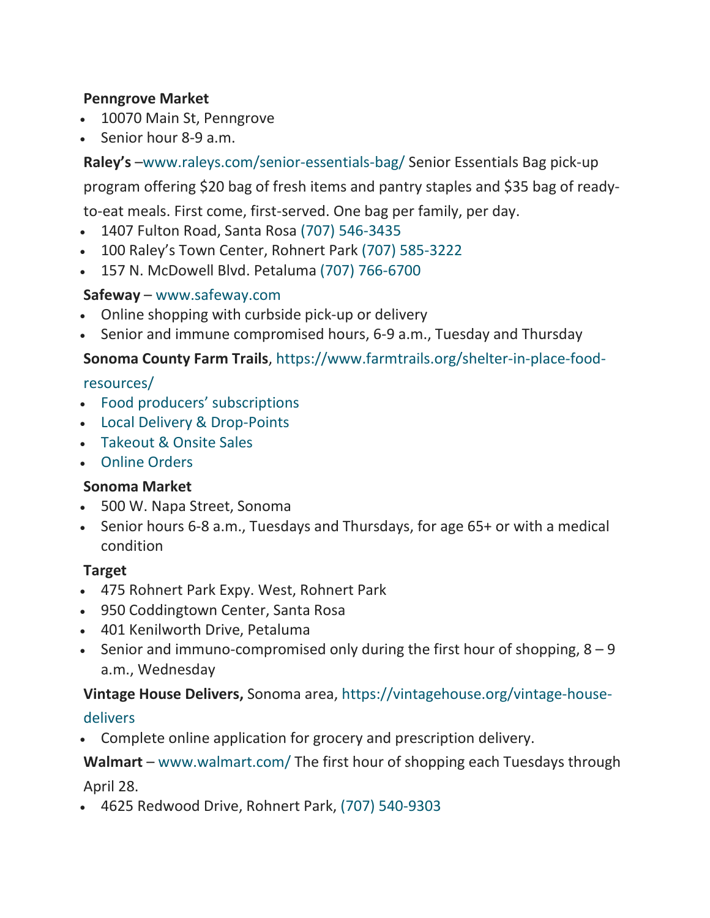**Penngrove Market**

- 10070 Main St, Penngrove
- Senior hour 8-9 a.m.

**Raley's** –www.raleys.com/senior-essentials-bag/ Senior Essentials Bag pick-up program offering $20 bag of fresh items and pantry staples and $35 bag of ready-to-eat meals. First come, first-served. One bag per family, per day.

- 1407 Fulton Road, Santa Rosa (707) 546-3435
- 100 Raley's Town Center, Rohnert Park (707) 585-3222
- 157 N. McDowell Blvd. Petaluma (707) 766-6700

**Safeway** – www.safeway.com

- Online shopping with curbside pick-up or delivery
- Senior and immune compromised hours, 6-9 a.m., Tuesday and Thursday

**Sonoma County Farm Trails**, https://www.farmtrails.org/shelter-in-place-food-resources/

- Food producers' subscriptions
- Local Delivery & Drop-Points
- Takeout & Onsite Sales
- Online Orders

**Sonoma Market**

- 500 W. Napa Street, Sonoma
- Senior hours 6-8 a.m., Tuesdays and Thursdays, for age 65+ or with a medical condition

**Target**

- 475 Rohnert Park Expy. West, Rohnert Park
- 950 Coddingtown Center, Santa Rosa
- 401 Kenilworth Drive, Petaluma
- Senior and immuno-compromised only during the first hour of shopping, 8 – 9 a.m., Wednesday

**Vintage House Delivers,** Sonoma area, https://vintagehouse.org/vintage-house-delivers

- Complete online application for grocery and prescription delivery.

**Walmart** – www.walmart.com/ The first hour of shopping each Tuesdays through April 28.

- 4625 Redwood Drive, Rohnert Park, (707) 540-9303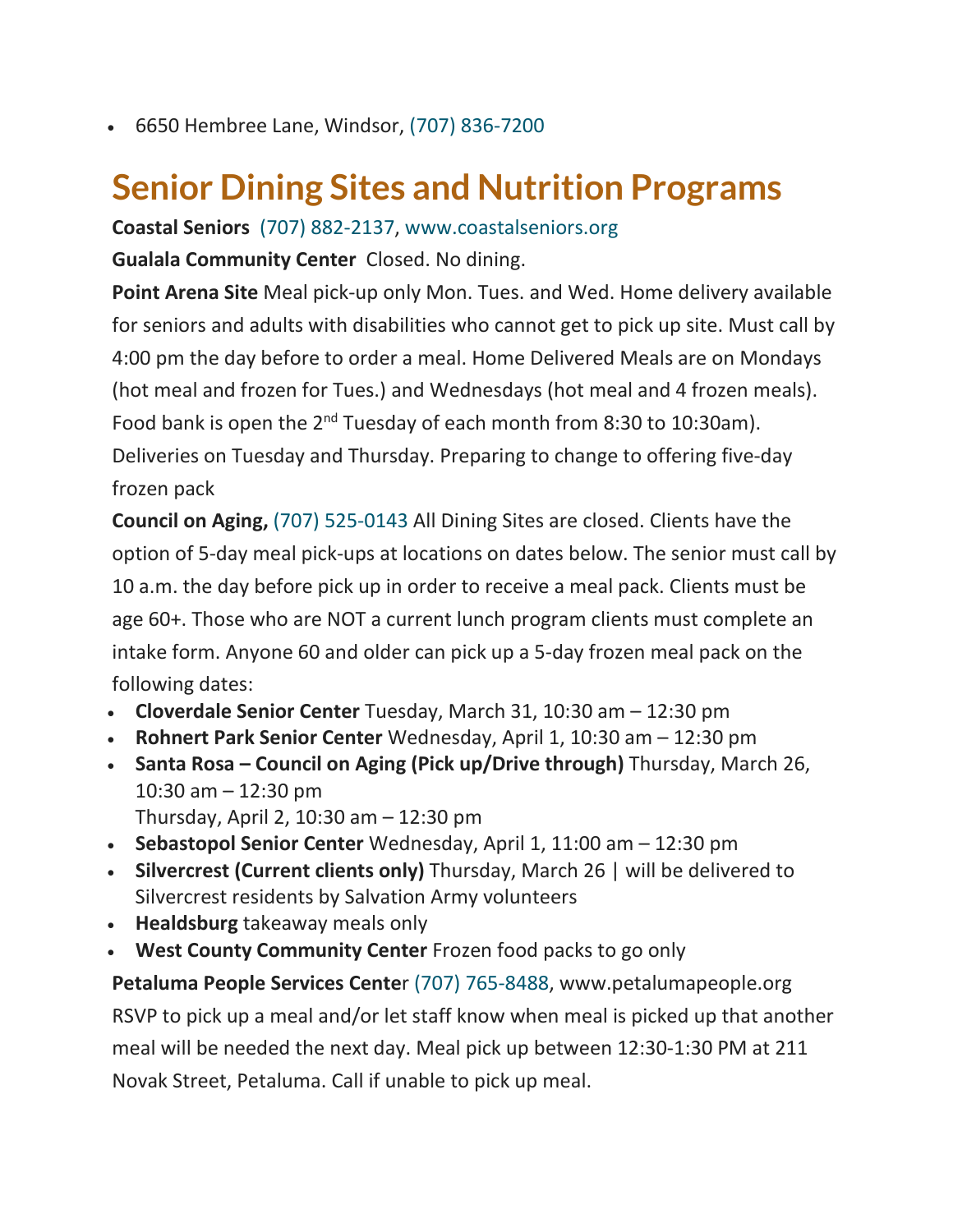- 6650 Hembree Lane, Windsor, (707) 836-7200

# Senior Dining Sites and Nutrition Programs

**Coastal Seniors** (707) 882-2137, www.coastalseniors.org

**Gualala Community Center** Closed. No dining.

**Point Arena Site** Meal pick-up only Mon. Tues. and Wed. Home delivery available for seniors and adults with disabilities who cannot get to pick up site. Must call by 4:00 pm the day before to order a meal. Home Delivered Meals are on Mondays (hot meal and frozen for Tues.) and Wednesdays (hot meal and 4 frozen meals). Food bank is open the 2nd Tuesday of each month from 8:30 to 10:30am). Deliveries on Tuesday and Thursday. Preparing to change to offering five-day frozen pack

**Council on Aging,** (707) 525-0143 All Dining Sites are closed. Clients have the option of 5-day meal pick-ups at locations on dates below. The senior must call by 10 a.m. the day before pick up in order to receive a meal pack. Clients must be age 60+. Those who are NOT a current lunch program clients must complete an intake form. Anyone 60 and older can pick up a 5-day frozen meal pack on the following dates:

- **Cloverdale Senior Center** Tuesday, March 31, 10:30 am – 12:30 pm
- **Rohnert Park Senior Center** Wednesday, April 1, 10:30 am – 12:30 pm
- **Santa Rosa – Council on Aging (Pick up/Drive through)** Thursday, March 26, 10:30 am – 12:30 pm
  Thursday, April 2, 10:30 am – 12:30 pm
- **Sebastopol Senior Center** Wednesday, April 1, 11:00 am – 12:30 pm
- **Silvercrest (Current clients only)** Thursday, March 26 | will be delivered to Silvercrest residents by Salvation Army volunteers
- **Healdsburg** takeaway meals only
- **West County Community Center** Frozen food packs to go only

**Petaluma People Services Cente**r (707) 765-8488, www.petalumapeople.org RSVP to pick up a meal and/or let staff know when meal is picked up that another meal will be needed the next day. Meal pick up between 12:30-1:30 PM at 211 Novak Street, Petaluma. Call if unable to pick up meal.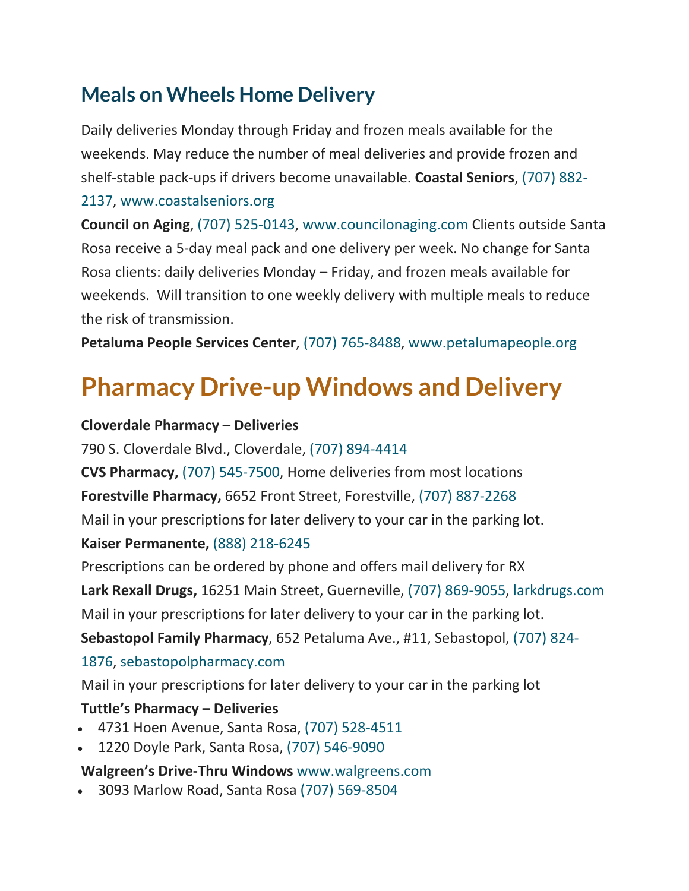## Meals on Wheels Home Delivery

Daily deliveries Monday through Friday and frozen meals available for the weekends. May reduce the number of meal deliveries and provide frozen and shelf-stable pack-ups if drivers become unavailable. **Coastal Seniors**, (707) 882-2137, www.coastalseniors.org

**Council on Aging**, (707) 525-0143, www.councilonaging.com Clients outside Santa Rosa receive a 5-day meal pack and one delivery per week. No change for Santa Rosa clients: daily deliveries Monday – Friday, and frozen meals available for weekends. Will transition to one weekly delivery with multiple meals to reduce the risk of transmission.

**Petaluma People Services Center**, (707) 765-8488, www.petalumapeople.org

# Pharmacy Drive-up Windows and Delivery

**Cloverdale Pharmacy – Deliveries**
790 S. Cloverdale Blvd., Cloverdale, (707) 894-4414

**CVS Pharmacy,** (707) 545-7500, Home deliveries from most locations

**Forestville Pharmacy,** 6652 Front Street, Forestville, (707) 887-2268
Mail in your prescriptions for later delivery to your car in the parking lot.

**Kaiser Permanente,** (888) 218-6245
Prescriptions can be ordered by phone and offers mail delivery for RX

**Lark Rexall Drugs,** 16251 Main Street, Guerneville, (707) 869-9055, larkdrugs.com
Mail in your prescriptions for later delivery to your car in the parking lot.

**Sebastopol Family Pharmacy**, 652 Petaluma Ave., #11, Sebastopol, (707) 824-1876, sebastopolpharmacy.com
Mail in your prescriptions for later delivery to your car in the parking lot

**Tuttle's Pharmacy – Deliveries**

- 4731 Hoen Avenue, Santa Rosa, (707) 528-4511
- 1220 Doyle Park, Santa Rosa, (707) 546-9090

**Walgreen's Drive-Thru Windows** www.walgreens.com

- 3093 Marlow Road, Santa Rosa (707) 569-8504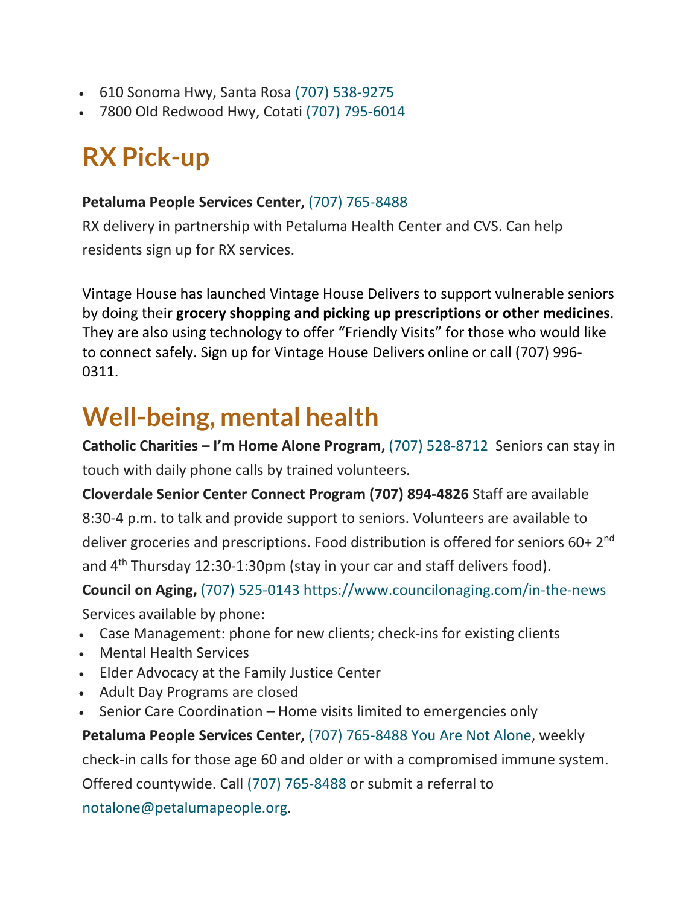- 610 Sonoma Hwy, Santa Rosa (707) 538-9275
- 7800 Old Redwood Hwy, Cotati (707) 795-6014

## RX Pick-up

**Petaluma People Services Center,** (707) 765-8488

RX delivery in partnership with Petaluma Health Center and CVS. Can help residents sign up for RX services.

Vintage House has launched Vintage House Delivers to support vulnerable seniors by doing their **grocery shopping and picking up prescriptions or other medicines**. They are also using technology to offer "Friendly Visits" for those who would like to connect safely. Sign up for Vintage House Delivers online or call (707) 996-0311.

## Well-being, mental health

**Catholic Charities – I'm Home Alone Program,** (707) 528-8712 Seniors can stay in touch with daily phone calls by trained volunteers.

**Cloverdale Senior Center Connect Program (707) 894-4826** Staff are available 8:30-4 p.m. to talk and provide support to seniors. Volunteers are available to deliver groceries and prescriptions. Food distribution is offered for seniors 60+ 2nd and 4th Thursday 12:30-1:30pm (stay in your car and staff delivers food).

**Council on Aging,** (707) 525-0143 https://www.councilonaging.com/in-the-news

Services available by phone:

- Case Management: phone for new clients; check-ins for existing clients
- Mental Health Services
- Elder Advocacy at the Family Justice Center
- Adult Day Programs are closed
- Senior Care Coordination – Home visits limited to emergencies only

**Petaluma People Services Center,** (707) 765-8488 You Are Not Alone, weekly check-in calls for those age 60 and older or with a compromised immune system. Offered countywide. Call (707) 765-8488 or submit a referral to notalone@petalumapeople.org.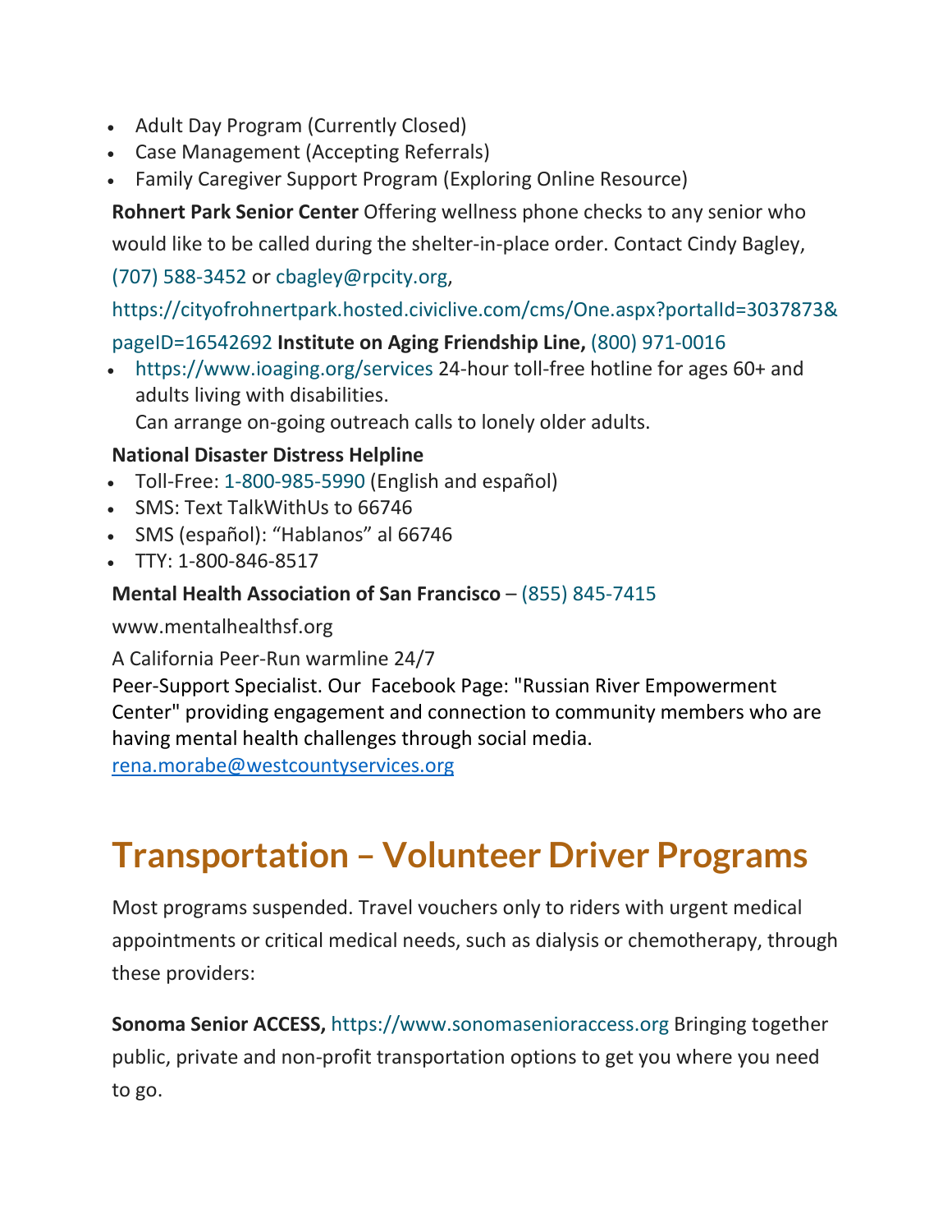- Adult Day Program (Currently Closed)
- Case Management (Accepting Referrals)
- Family Caregiver Support Program (Exploring Online Resource)

**Rohnert Park Senior Center** Offering wellness phone checks to any senior who would like to be called during the shelter-in-place order. Contact Cindy Bagley, (707) 588-3452 or cbagley@rpcity.org, https://cityofrohnertpark.hosted.civiclive.com/cms/One.aspx?portalId=3037873&pageID=16542692 **Institute on Aging Friendship Line,** (800) 971-0016

- https://www.ioaging.org/services 24-hour toll-free hotline for ages 60+ and adults living with disabilities.
  Can arrange on-going outreach calls to lonely older adults.

**National Disaster Distress Helpline**

- Toll-Free: 1-800-985-5990 (English and español)
- SMS: Text TalkWithUs to 66746
- SMS (español): "Hablanos" al 66746
- TTY: 1-800-846-8517

**Mental Health Association of San Francisco** – (855) 845-7415

www.mentalhealthsf.org

A California Peer-Run warmline 24/7

Peer-Support Specialist. Our Facebook Page: "Russian River Empowerment Center" providing engagement and connection to community members who are having mental health challenges through social media.
rena.morabe@westcountyservices.org

# Transportation – Volunteer Driver Programs

Most programs suspended. Travel vouchers only to riders with urgent medical appointments or critical medical needs, such as dialysis or chemotherapy, through these providers:

**Sonoma Senior ACCESS,** https://www.sonomasenioraccess.org Bringing together public, private and non-profit transportation options to get you where you need to go.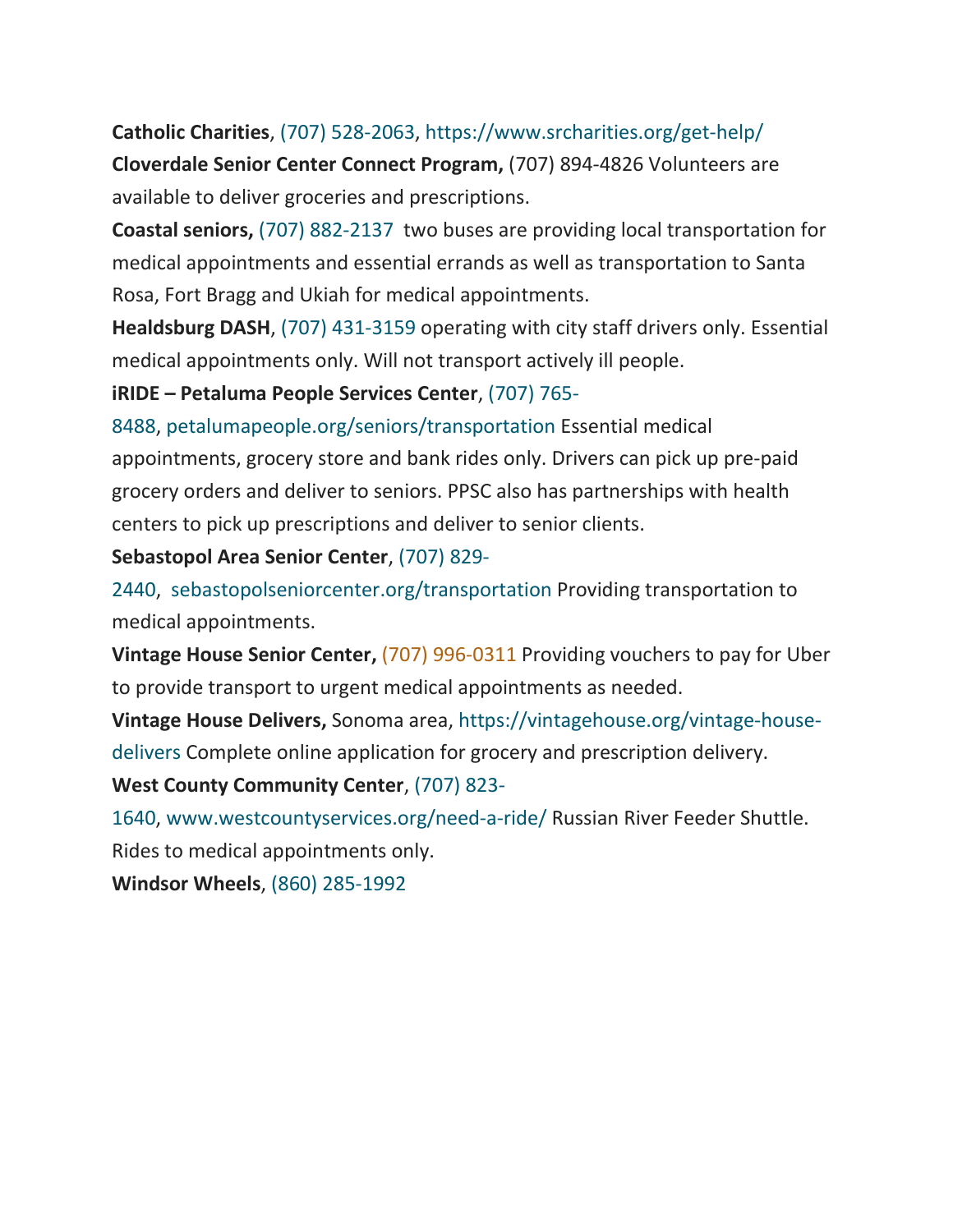**Catholic Charities**, (707) 528-2063, https://www.srcharities.org/get-help/

**Cloverdale Senior Center Connect Program,** (707) 894-4826 Volunteers are available to deliver groceries and prescriptions.

**Coastal seniors,** (707) 882-2137 two buses are providing local transportation for medical appointments and essential errands as well as transportation to Santa Rosa, Fort Bragg and Ukiah for medical appointments.

**Healdsburg DASH**, (707) 431-3159 operating with city staff drivers only. Essential medical appointments only. Will not transport actively ill people.

**iRIDE – Petaluma People Services Center**, (707) 765-8488, petalumapeople.org/seniors/transportation Essential medical appointments, grocery store and bank rides only. Drivers can pick up pre-paid grocery orders and deliver to seniors. PPSC also has partnerships with health centers to pick up prescriptions and deliver to senior clients.

**Sebastopol Area Senior Center**, (707) 829-2440, sebastopolseniorcenter.org/transportation Providing transportation to medical appointments.

**Vintage House Senior Center,** (707) 996-0311 Providing vouchers to pay for Uber to provide transport to urgent medical appointments as needed.

**Vintage House Delivers,** Sonoma area, https://vintagehouse.org/vintage-house-delivers Complete online application for grocery and prescription delivery.

**West County Community Center**, (707) 823-1640, www.westcountyservices.org/need-a-ride/ Russian River Feeder Shuttle. Rides to medical appointments only.

**Windsor Wheels**, (860) 285-1992